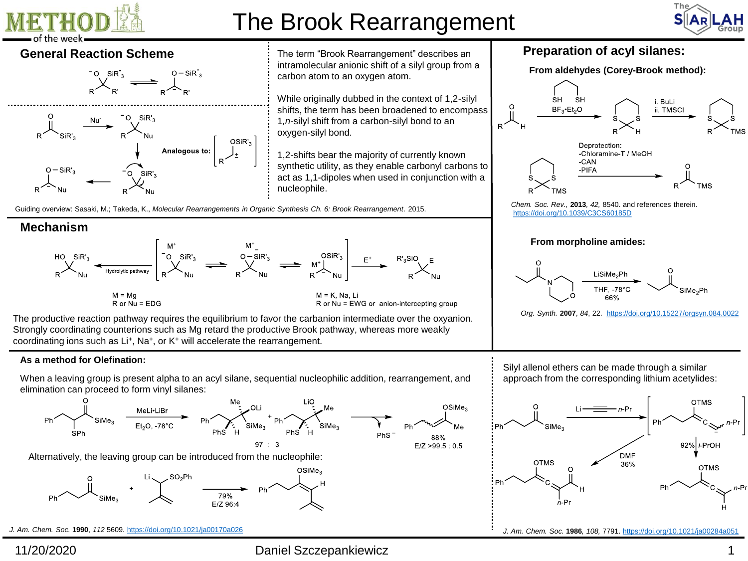# The Brook Rearrangement

## General Reaction Scheme

The term "Brook Rearrangement" describes an intramolecular anionic shift of a silyl group from a carbon atom to an oxygen atom.

While originally dubbed in the context of 1,2-silyl shifts, the term has been broadened to encompass 1,*n*-silyl shift from a carbon-silyl bond to an oxygen-silyl bond.

1,2-shifts bear the majority of currently known synthetic utility, as they enable carbonyl carbons to act as 1,1-dipoles when used in conjunction with a nucleophile.

Analogous to:

Guiding overview: Sasaki, M.; Takeda, K., *Molecular Rearrangements in Organic Synthesis Ch. 6: Brook Rearrangement*. 2015.

## Mechanism

Hydrolytic pathway

M = Mg
R or Nu = EDG

M = K, Na, Li
R or Nu = EWG or anion-intercepting group

The productive reaction pathway requires the equilibrium to favor the carbanion intermediate over the oxyanion. Strongly coordinating counterions such as Mg retard the productive Brook pathway, whereas more weakly coordinating ions such as $Li^+$, $Na^+$, or $K^+$ will accelerate the rearrangement.

## Preparation of acyl silanes:

### From aldehydes (Corey-Brook method):

$BF_3 \cdot Et_2O$; i. BuLi ii. TMSCl

Deprotection:
- Chloramine-T / MeOH
- CAN
- PIFA

*Chem. Soc. Rev.*, **2013**, *42*, 8540. and references therein. https://doi.org/10.1039/C3CS60185D

### From morpholine amides:

$LiSiMe_2Ph$, THF, -78°C, 66%

*Org. Synth.* **2007**, *84*, 22. https://doi.org/10.15227/orgsyn.084.0022

### As a method for Olefination:

When a leaving group is present alpha to an acyl silane, sequential nucleophilic addition, rearrangement, and elimination can proceed to form vinyl silanes:

MeLi•LiBr, $Et_2O$, -78°C; 97 : 3; 88%, E/Z >99.5 : 0.5

Alternatively, the leaving group can be introduced from the nucleophile:

79%, E/Z 96:4

*J. Am. Chem. Soc.* **1990**, *112* 5609. https://doi.org/10.1021/ja00170a026

Silyl allenol ethers can be made through a similar approach from the corresponding lithium acetylides:

DMF 36%; 92% *i*-PrOH

*J. Am. Chem. Soc.* **1986**, *108*, 7791. https://doi.org/10.1021/ja00284a051

11/20/2020 Daniel Szczepankiewicz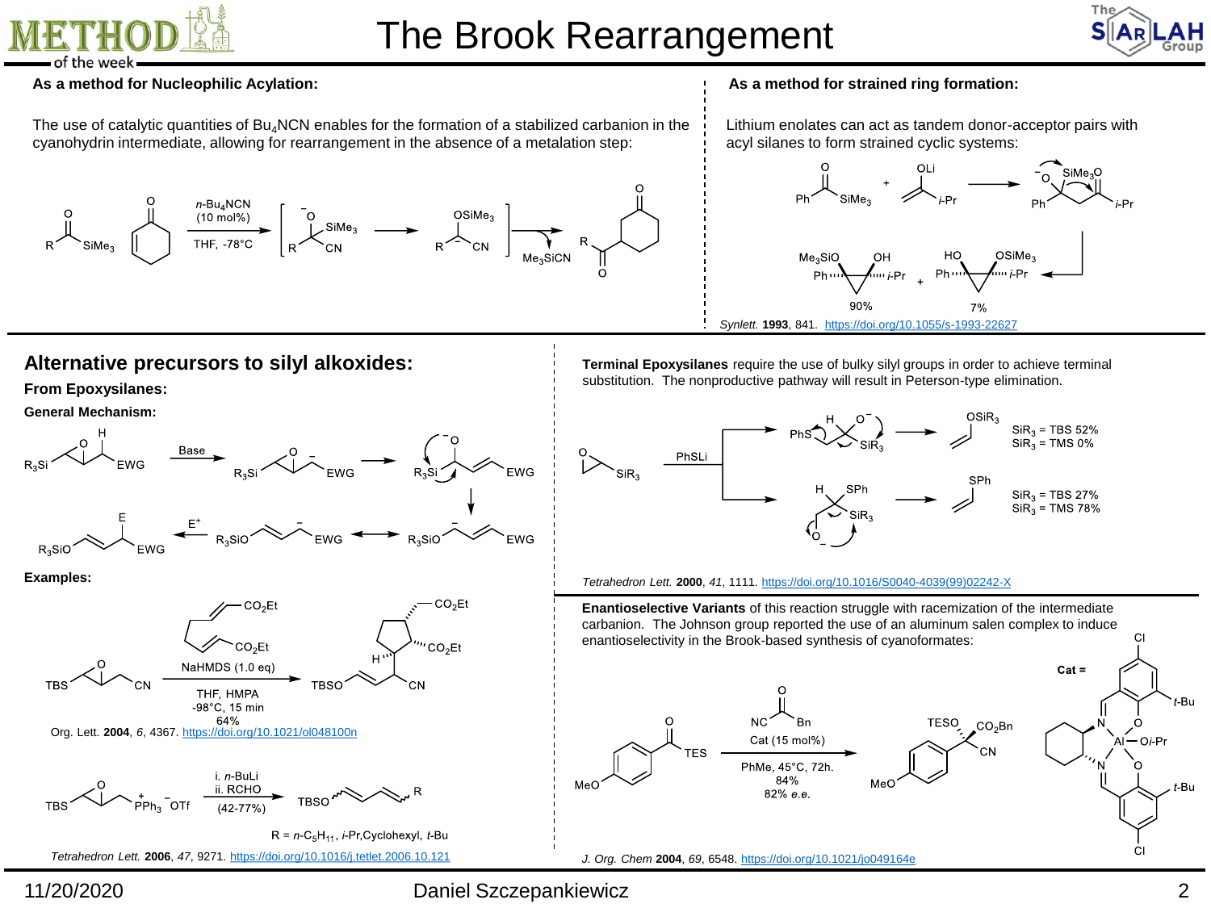# The Brook Rearrangement

## As a method for Nucleophilic Acylation:

The use of catalytic quantities of $Bu_4NCN$ enables for the formation of a stabilized carbanion in the cyanohydrin intermediate, allowing for rearrangement in the absence of a metalation step:

$n$-$Bu_4NCN$ (10 mol%)
THF, -78°C

$Me_3SiCN$

## As a method for strained ring formation:

Lithium enolates can act as tandem donor-acceptor pairs with acyl silanes to form strained cyclic systems:

90% 7%

*Synlett.* **1993**, 841. https://doi.org/10.1055/s-1993-22627

## Alternative precursors to silyl alkoxides:

### From Epoxysilanes:

**General Mechanism:**

Base

$E^+$

**Examples:**

NaHMDS (1.0 eq)
THF, HMPA
-98°C, 15 min
64%

Org. Lett. **2004**, *6*, 4367. https://doi.org/10.1021/ol048100n

i. $n$-BuLi
ii. RCHO
(42-77%)

R = $n$-$C_5H_{11}$, $i$-Pr, Cyclohexyl, $t$-Bu

*Tetrahedron Lett.* **2006**, *47*, 9271. https://doi.org/10.1016/j.tetlet.2006.10.121

**Terminal Epoxysilanes** require the use of bulky silyl groups in order to achieve terminal substitution. The nonproductive pathway will result in Peterson-type elimination.

PhSLi

$SiR_3$ = TBS 52%
$SiR_3$ = TMS 0%

$SiR_3$ = TBS 27%
$SiR_3$ = TMS 78%

*Tetrahedron Lett.* **2000**, *41*, 1111. https://doi.org/10.1016/S0040-4039(99)02242-X

**Enantioselective Variants** of this reaction struggle with racemization of the intermediate carbanion. The Johnson group reported the use of an aluminum salen complex to induce enantioselectivity in the Brook-based synthesis of cyanoformates:

Cat (15 mol%)
PhMe, 45°C, 72h.
84%
82% *e.e.*

Cat =

*J. Org. Chem* **2004**, *69*, 6548. https://doi.org/10.1021/jo049164e

11/20/2020 Daniel Szczepankiewicz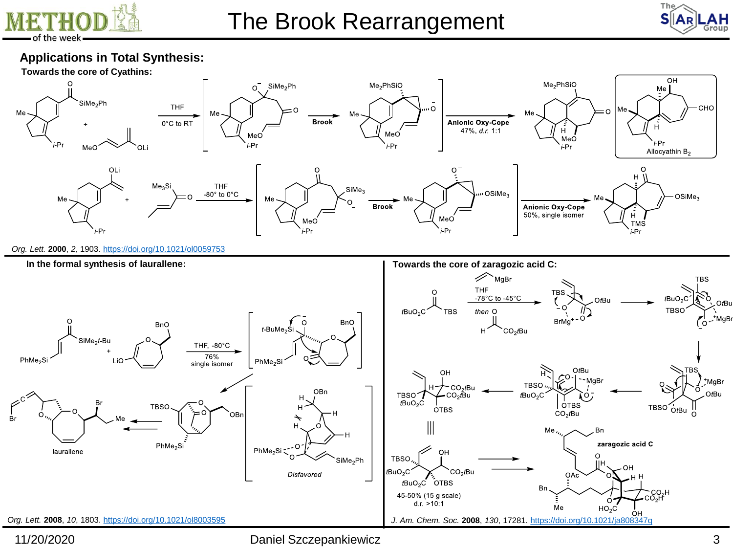# The Brook Rearrangement

## Applications in Total Synthesis:

### Towards the core of Cyathins:

THF, 0°C to RT → Brook → Anionic Oxy-Cope, 47%, d.r. 1:1

Allocyathin $B_2$

THF, -80° to 0°C → Brook → Anionic Oxy-Cope, 50%, single isomer

*Org. Lett.* **2000**, *2,* 1903. https://doi.org/10.1021/ol0059753

### In the formal synthesis of laurallene:

THF, -80°C, 76%, single isomer

*Disfavored*

laurallene

*Org. Lett.* **2008**, *10*, 1803. https://doi.org/10.1021/ol8003595

### Towards the core of zaragozic acid C:

MgBr, THF, -78°C to -45°C, *then* $OHC-CO_2tBu$

45-50% (15 g scale), d.r. >10:1

zaragozic acid C

*J. Am. Chem. Soc.* **2008**, *130*, 17281. https://doi.org/10.1021/ja808347q